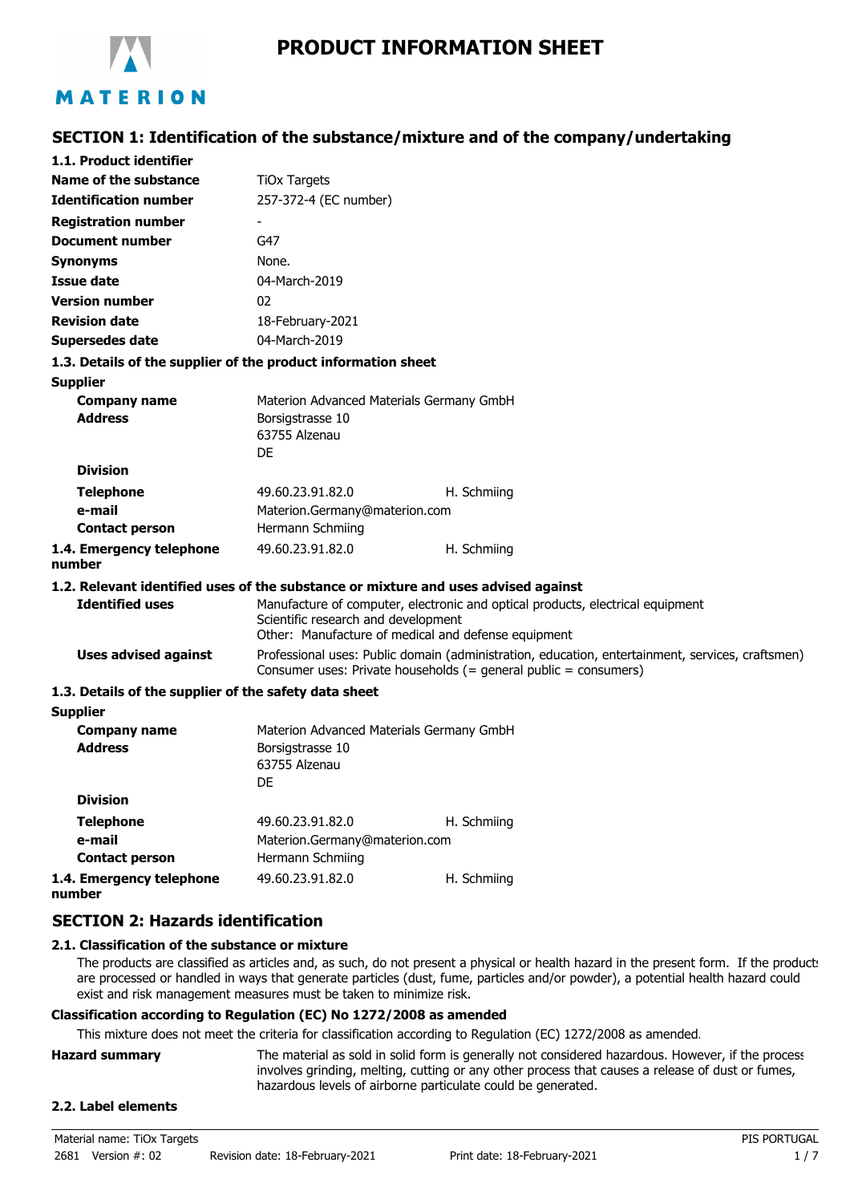# PRODUCT INFORMATION SHEET

## SECTION 1: Identification of the substance/mixture and of the company/undertaking

### 1.1. Product identifier

| | |
|---|---|
| **Name of the substance** | TiOx Targets |
| **Identification number** | 257-372-4 (EC number) |
| **Registration number** | - |
| **Document number** | G47 |
| **Synonyms** | None. |
| **Issue date** | 04-March-2019 |
| **Version number** | 02 |
| **Revision date** | 18-February-2021 |
| **Supersedes date** | 04-March-2019 |

### 1.3. Details of the supplier of the product information sheet

**Supplier**

| | | |
|---|---|---|
| **Company name** | Materion Advanced Materials Germany GmbH | |
| **Address** | Borsigstrasse 10<br>63755 Alzenau<br>DE | |
| **Division** | | |
| **Telephone** | 49.60.23.91.82.0 | H. Schmiing |
| **e-mail** | Materion.Germany@materion.com | |
| **Contact person** | Hermann Schmiing | |
| **1.4. Emergency telephone number** | 49.60.23.91.82.0 | H. Schmiing |

### 1.2. Relevant identified uses of the substance or mixture and uses advised against

**Identified uses**
Manufacture of computer, electronic and optical products, electrical equipment
Scientific research and development
Other: Manufacture of medical and defense equipment

**Uses advised against**
Professional uses: Public domain (administration, education, entertainment, services, craftsmen)
Consumer uses: Private households (= general public = consumers)

### 1.3. Details of the supplier of the safety data sheet

**Supplier**

| | | |
|---|---|---|
| **Company name** | Materion Advanced Materials Germany GmbH | |
| **Address** | Borsigstrasse 10<br>63755 Alzenau<br>DE | |
| **Division** | | |
| **Telephone** | 49.60.23.91.82.0 | H. Schmiing |
| **e-mail** | Materion.Germany@materion.com | |
| **Contact person** | Hermann Schmiing | |
| **1.4. Emergency telephone number** | 49.60.23.91.82.0 | H. Schmiing |

## SECTION 2: Hazards identification

### 2.1. Classification of the substance or mixture

The products are classified as articles and, as such, do not present a physical or health hazard in the present form. If the products are processed or handled in ways that generate particles (dust, fume, particles and/or powder), a potential health hazard could exist and risk management measures must be taken to minimize risk.

**Classification according to Regulation (EC) No 1272/2008 as amended**

This mixture does not meet the criteria for classification according to Regulation (EC) 1272/2008 as amended.

**Hazard summary**
The material as sold in solid form is generally not considered hazardous. However, if the process involves grinding, melting, cutting or any other process that causes a release of dust or fumes, hazardous levels of airborne particulate could be generated.

### 2.2. Label elements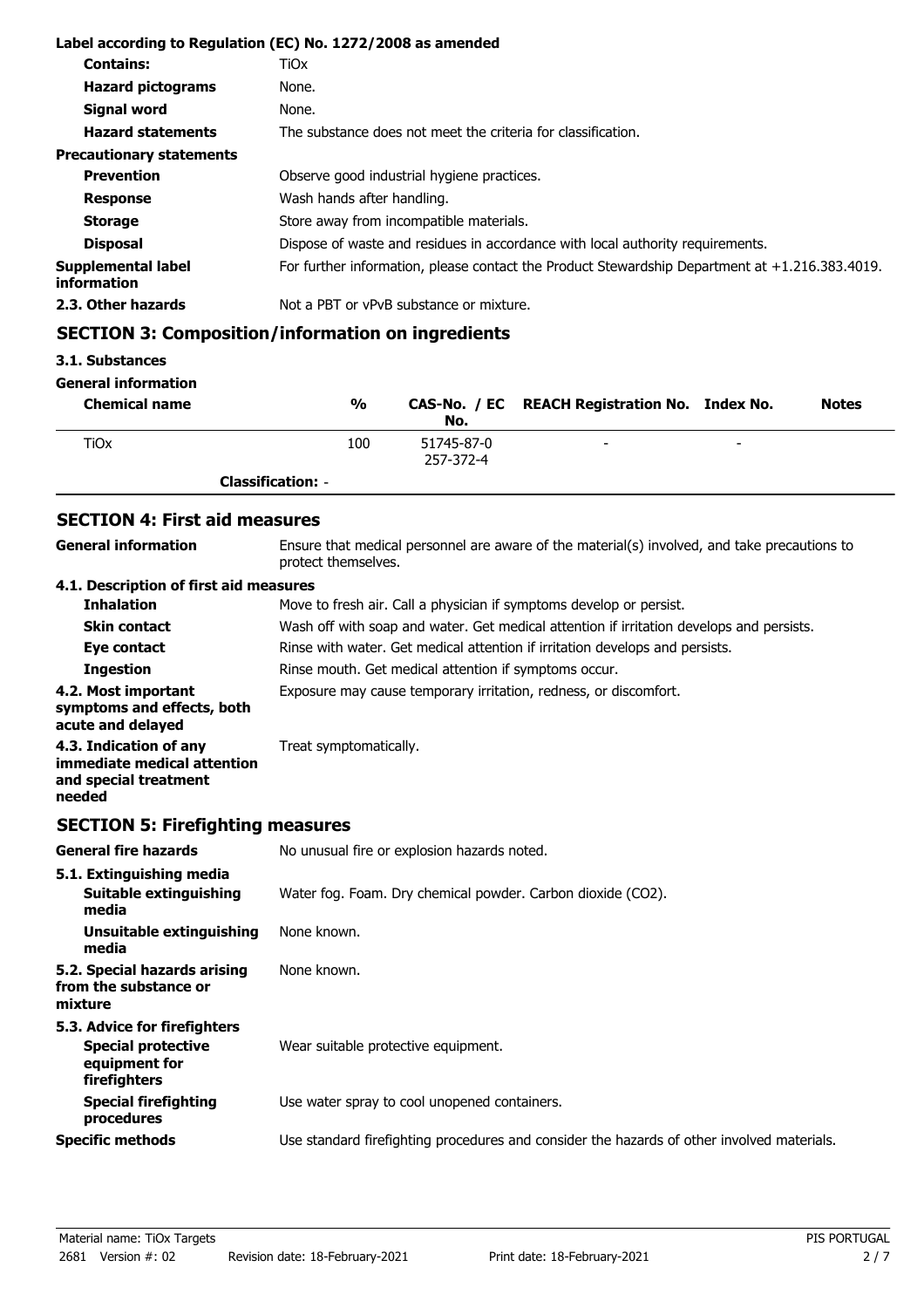**Label according to Regulation (EC) No. 1272/2008 as amended**

| | |
|---|---|
| **Contains:** | TiOx |
| **Hazard pictograms** | None. |
| **Signal word** | None. |
| **Hazard statements** | The substance does not meet the criteria for classification. |
| **Precautionary statements** | |
| **Prevention** | Observe good industrial hygiene practices. |
| **Response** | Wash hands after handling. |
| **Storage** | Store away from incompatible materials. |
| **Disposal** | Dispose of waste and residues in accordance with local authority requirements. |
| **Supplemental label information** | For further information, please contact the Product Stewardship Department at +1.216.383.4019. |
| **2.3. Other hazards** | Not a PBT or vPvB substance or mixture. |

## SECTION 3: Composition/information on ingredients

**3.1. Substances**

**General information**

| Chemical name | % | CAS-No. / EC No. | REACH Registration No. | Index No. | Notes |
|---|---|---|---|---|---|
| TiOx | 100 | 51745-87-0 257-372-4 | - | - | |
| **Classification:** - | | | | | |

## SECTION 4: First aid measures

| | |
|---|---|
| **General information** | Ensure that medical personnel are aware of the material(s) involved, and take precautions to protect themselves. |
| **4.1. Description of first aid measures** | |
| **Inhalation** | Move to fresh air. Call a physician if symptoms develop or persist. |
| **Skin contact** | Wash off with soap and water. Get medical attention if irritation develops and persists. |
| **Eye contact** | Rinse with water. Get medical attention if irritation develops and persists. |
| **Ingestion** | Rinse mouth. Get medical attention if symptoms occur. |
| **4.2. Most important symptoms and effects, both acute and delayed** | Exposure may cause temporary irritation, redness, or discomfort. |
| **4.3. Indication of any immediate medical attention and special treatment needed** | Treat symptomatically. |

## SECTION 5: Firefighting measures

| | |
|---|---|
| **General fire hazards** | No unusual fire or explosion hazards noted. |
| **5.1. Extinguishing media** | |
| **Suitable extinguishing media** | Water fog. Foam. Dry chemical powder. Carbon dioxide ($CO_2$). |
| **Unsuitable extinguishing media** | None known. |
| **5.2. Special hazards arising from the substance or mixture** | None known. |
| **5.3. Advice for firefighters** | |
| **Special protective equipment for firefighters** | Wear suitable protective equipment. |
| **Special firefighting procedures** | Use water spray to cool unopened containers. |
| **Specific methods** | Use standard firefighting procedures and consider the hazards of other involved materials. |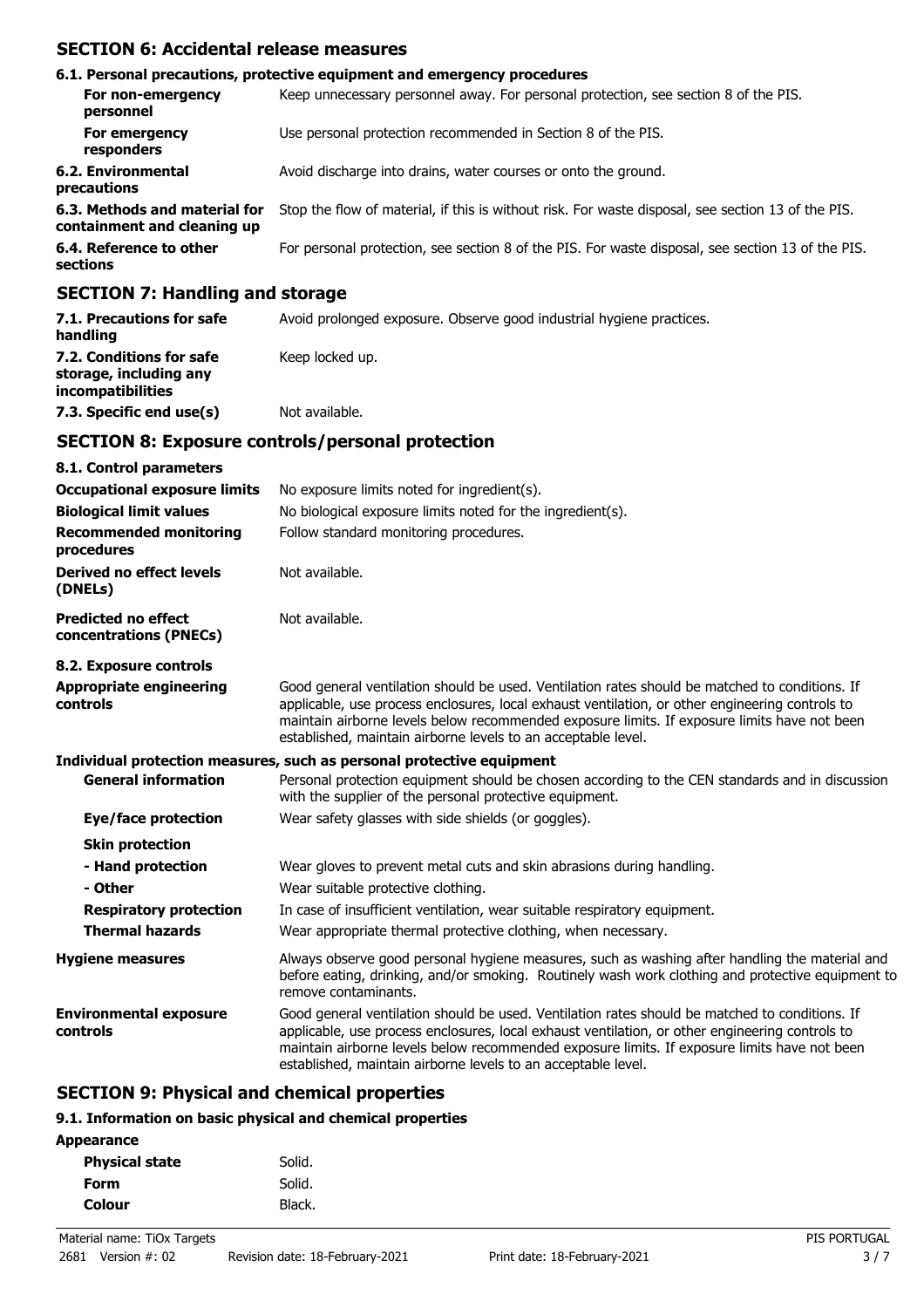## SECTION 6: Accidental release measures

### 6.1. Personal precautions, protective equipment and emergency procedures

| | |
|---|---|
| **For non-emergency personnel** | Keep unnecessary personnel away. For personal protection, see section 8 of the PIS. |
| **For emergency responders** | Use personal protection recommended in Section 8 of the PIS. |
| **6.2. Environmental precautions** | Avoid discharge into drains, water courses or onto the ground. |
| **6.3. Methods and material for containment and cleaning up** | Stop the flow of material, if this is without risk. For waste disposal, see section 13 of the PIS. |
| **6.4. Reference to other sections** | For personal protection, see section 8 of the PIS. For waste disposal, see section 13 of the PIS. |

## SECTION 7: Handling and storage

| | |
|---|---|
| **7.1. Precautions for safe handling** | Avoid prolonged exposure. Observe good industrial hygiene practices. |
| **7.2. Conditions for safe storage, including any incompatibilities** | Keep locked up. |
| **7.3. Specific end use(s)** | Not available. |

## SECTION 8: Exposure controls/personal protection

### 8.1. Control parameters

| | |
|---|---|
| **Occupational exposure limits** | No exposure limits noted for ingredient(s). |
| **Biological limit values** | No biological exposure limits noted for the ingredient(s). |
| **Recommended monitoring procedures** | Follow standard monitoring procedures. |
| **Derived no effect levels (DNELs)** | Not available. |
| **Predicted no effect concentrations (PNECs)** | Not available. |

### 8.2. Exposure controls

| | |
|---|---|
| **Appropriate engineering controls** | Good general ventilation should be used. Ventilation rates should be matched to conditions. If applicable, use process enclosures, local exhaust ventilation, or other engineering controls to maintain airborne levels below recommended exposure limits. If exposure limits have not been established, maintain airborne levels to an acceptable level. |

**Individual protection measures, such as personal protective equipment**

| | |
|---|---|
| **General information** | Personal protection equipment should be chosen according to the CEN standards and in discussion with the supplier of the personal protective equipment. |
| **Eye/face protection** | Wear safety glasses with side shields (or goggles). |
| **Skin protection** | |
| **- Hand protection** | Wear gloves to prevent metal cuts and skin abrasions during handling. |
| **- Other** | Wear suitable protective clothing. |
| **Respiratory protection** | In case of insufficient ventilation, wear suitable respiratory equipment. |
| **Thermal hazards** | Wear appropriate thermal protective clothing, when necessary. |
| **Hygiene measures** | Always observe good personal hygiene measures, such as washing after handling the material and before eating, drinking, and/or smoking. Routinely wash work clothing and protective equipment to remove contaminants. |
| **Environmental exposure controls** | Good general ventilation should be used. Ventilation rates should be matched to conditions. If applicable, use process enclosures, local exhaust ventilation, or other engineering controls to maintain airborne levels below recommended exposure limits. If exposure limits have not been established, maintain airborne levels to an acceptable level. |

## SECTION 9: Physical and chemical properties

### 9.1. Information on basic physical and chemical properties

**Appearance**

| | |
|---|---|
| **Physical state** | Solid. |
| **Form** | Solid. |
| **Colour** | Black. |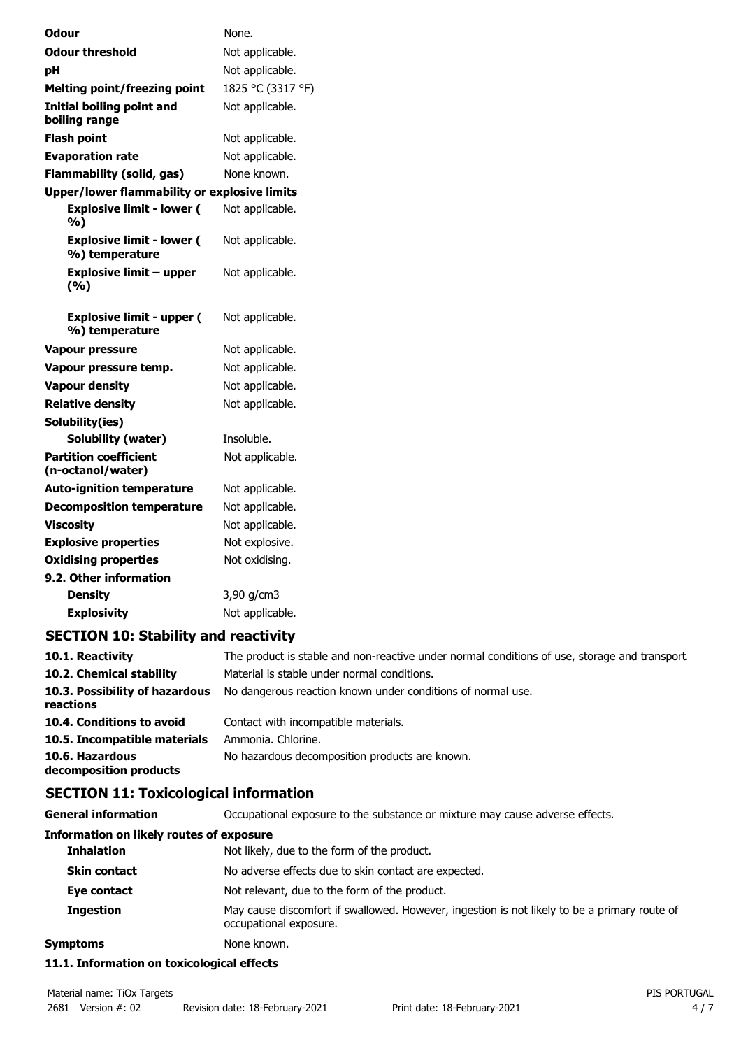| | |
|---|---|
| **Odour** | None. |
| **Odour threshold** | Not applicable. |
| **pH** | Not applicable. |
| **Melting point/freezing point** | 1825 °C (3317 °F) |
| **Initial boiling point and boiling range** | Not applicable. |
| **Flash point** | Not applicable. |
| **Evaporation rate** | Not applicable. |
| **Flammability (solid, gas)** | None known. |
| **Upper/lower flammability or explosive limits** | |
| **Explosive limit - lower ( %)** | Not applicable. |
| **Explosive limit - lower ( %) temperature** | Not applicable. |
| **Explosive limit – upper (%)** | Not applicable. |
| **Explosive limit - upper ( %) temperature** | Not applicable. |
| **Vapour pressure** | Not applicable. |
| **Vapour pressure temp.** | Not applicable. |
| **Vapour density** | Not applicable. |
| **Relative density** | Not applicable. |
| **Solubility(ies)** | |
| **Solubility (water)** | Insoluble. |
| **Partition coefficient (n-octanol/water)** | Not applicable. |
| **Auto-ignition temperature** | Not applicable. |
| **Decomposition temperature** | Not applicable. |
| **Viscosity** | Not applicable. |
| **Explosive properties** | Not explosive. |
| **Oxidising properties** | Not oxidising. |
| **9.2. Other information** | |
| **Density** | 3,90 g/cm3 |
| **Explosivity** | Not applicable. |

## SECTION 10: Stability and reactivity

| | |
|---|---|
| **10.1. Reactivity** | The product is stable and non-reactive under normal conditions of use, storage and transport. |
| **10.2. Chemical stability** | Material is stable under normal conditions. |
| **10.3. Possibility of hazardous reactions** | No dangerous reaction known under conditions of normal use. |
| **10.4. Conditions to avoid** | Contact with incompatible materials. |
| **10.5. Incompatible materials** | Ammonia. Chlorine. |
| **10.6. Hazardous decomposition products** | No hazardous decomposition products are known. |

## SECTION 11: Toxicological information

| | |
|---|---|
| **General information** | Occupational exposure to the substance or mixture may cause adverse effects. |
| **Information on likely routes of exposure** | |
| **Inhalation** | Not likely, due to the form of the product. |
| **Skin contact** | No adverse effects due to skin contact are expected. |
| **Eye contact** | Not relevant, due to the form of the product. |
| **Ingestion** | May cause discomfort if swallowed. However, ingestion is not likely to be a primary route of occupational exposure. |
| **Symptoms** | None known. |

**11.1. Information on toxicological effects**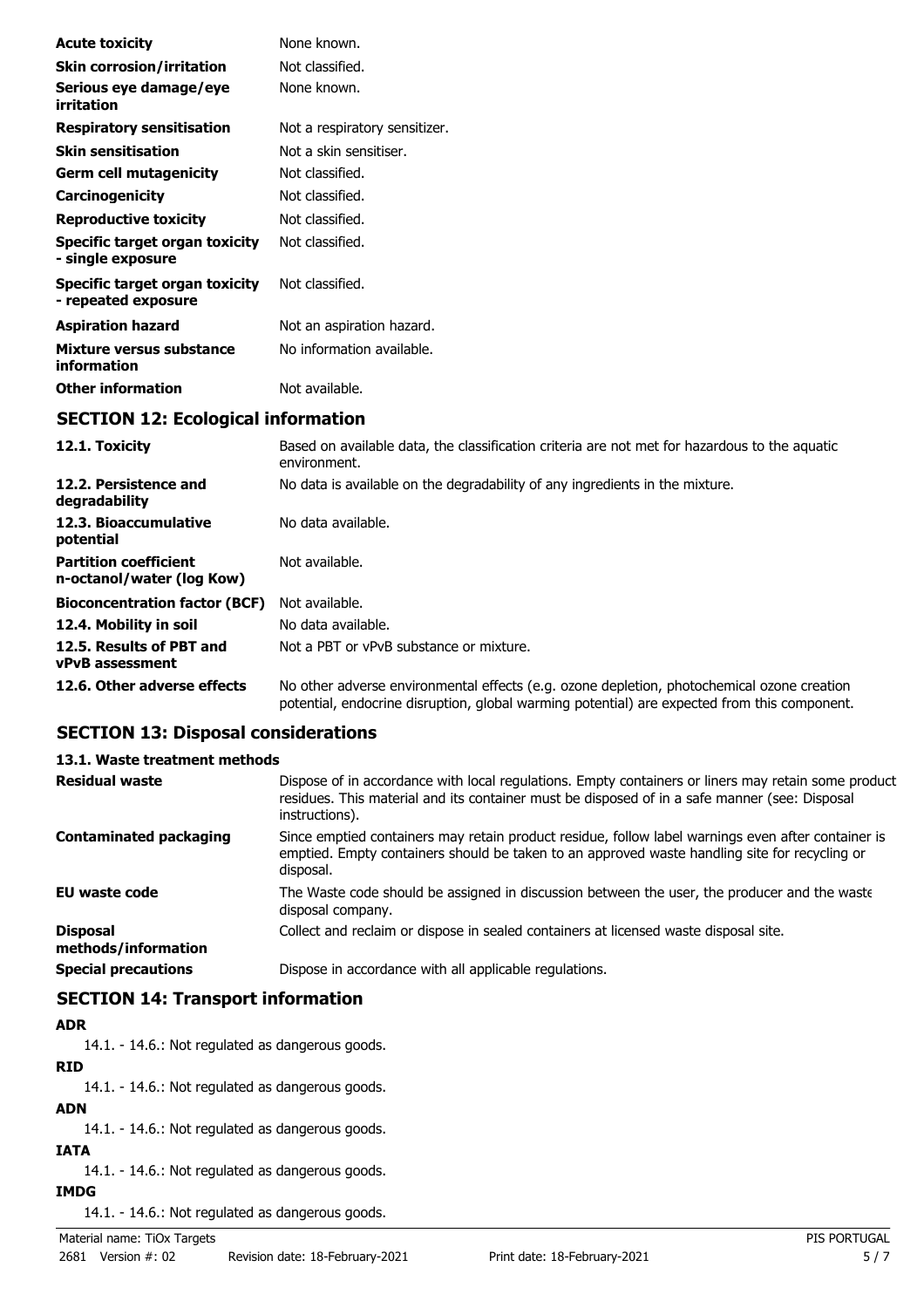| | |
|---|---|
| **Acute toxicity** | None known. |
| **Skin corrosion/irritation** | Not classified. |
| **Serious eye damage/eye irritation** | None known. |
| **Respiratory sensitisation** | Not a respiratory sensitizer. |
| **Skin sensitisation** | Not a skin sensitiser. |
| **Germ cell mutagenicity** | Not classified. |
| **Carcinogenicity** | Not classified. |
| **Reproductive toxicity** | Not classified. |
| **Specific target organ toxicity - single exposure** | Not classified. |
| **Specific target organ toxicity - repeated exposure** | Not classified. |
| **Aspiration hazard** | Not an aspiration hazard. |
| **Mixture versus substance information** | No information available. |
| **Other information** | Not available. |

## SECTION 12: Ecological information

| | |
|---|---|
| **12.1. Toxicity** | Based on available data, the classification criteria are not met for hazardous to the aquatic environment. |
| **12.2. Persistence and degradability** | No data is available on the degradability of any ingredients in the mixture. |
| **12.3. Bioaccumulative potential** | No data available. |
| **Partition coefficient n-octanol/water (log Kow)** | Not available. |
| **Bioconcentration factor (BCF)** | Not available. |
| **12.4. Mobility in soil** | No data available. |
| **12.5. Results of PBT and vPvB assessment** | Not a PBT or vPvB substance or mixture. |
| **12.6. Other adverse effects** | No other adverse environmental effects (e.g. ozone depletion, photochemical ozone creation potential, endocrine disruption, global warming potential) are expected from this component. |

## SECTION 13: Disposal considerations

### 13.1. Waste treatment methods

| | |
|---|---|
| **Residual waste** | Dispose of in accordance with local regulations. Empty containers or liners may retain some product residues. This material and its container must be disposed of in a safe manner (see: Disposal instructions). |
| **Contaminated packaging** | Since emptied containers may retain product residue, follow label warnings even after container is emptied. Empty containers should be taken to an approved waste handling site for recycling or disposal. |
| **EU waste code** | The Waste code should be assigned in discussion between the user, the producer and the waste disposal company. |
| **Disposal methods/information** | Collect and reclaim or dispose in sealed containers at licensed waste disposal site. |
| **Special precautions** | Dispose in accordance with all applicable regulations. |

## SECTION 14: Transport information

**ADR**

14.1. - 14.6.: Not regulated as dangerous goods.

**RID**

14.1. - 14.6.: Not regulated as dangerous goods.

**ADN**

14.1. - 14.6.: Not regulated as dangerous goods.

**IATA**

14.1. - 14.6.: Not regulated as dangerous goods.

**IMDG**

14.1. - 14.6.: Not regulated as dangerous goods.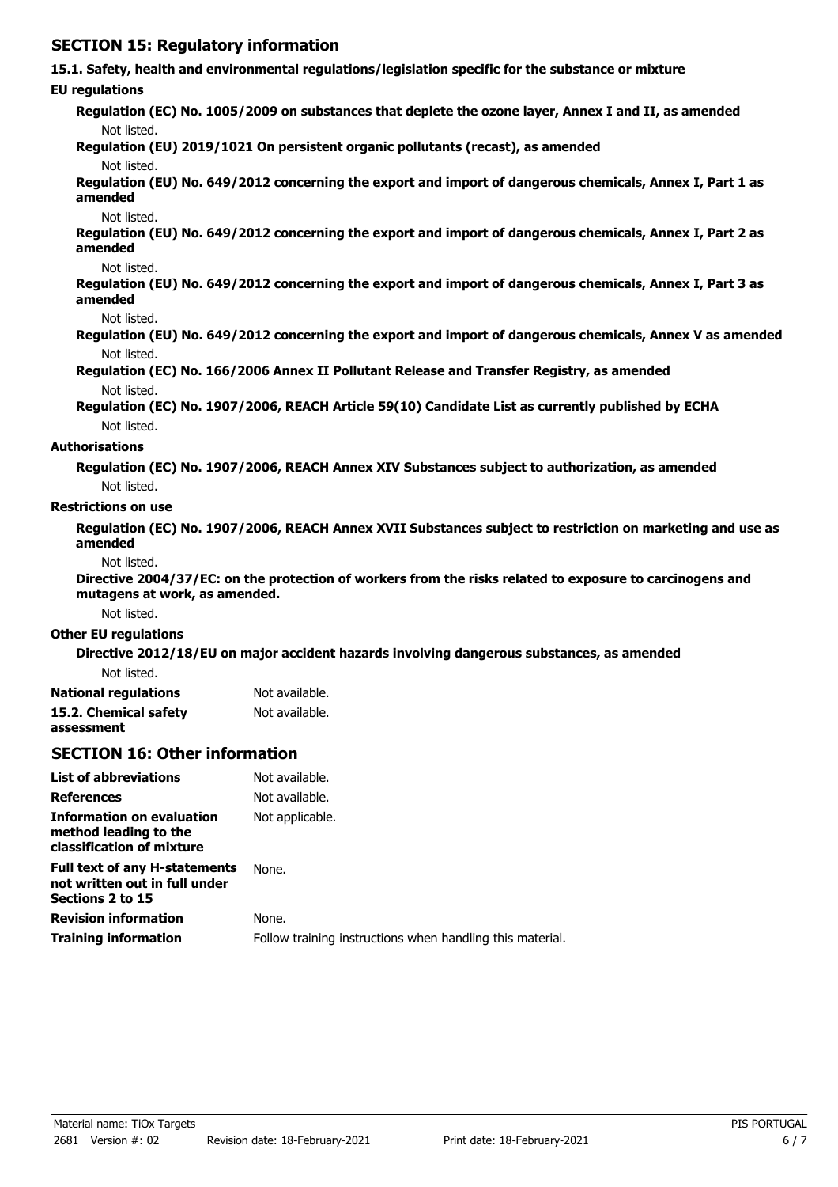## SECTION 15: Regulatory information

**15.1. Safety, health and environmental regulations/legislation specific for the substance or mixture**

**EU regulations**

**Regulation (EC) No. 1005/2009 on substances that deplete the ozone layer, Annex I and II, as amended**

Not listed.

**Regulation (EU) 2019/1021 On persistent organic pollutants (recast), as amended**

Not listed.

**Regulation (EU) No. 649/2012 concerning the export and import of dangerous chemicals, Annex I, Part 1 as amended**

Not listed.

**Regulation (EU) No. 649/2012 concerning the export and import of dangerous chemicals, Annex I, Part 2 as amended**

Not listed.

**Regulation (EU) No. 649/2012 concerning the export and import of dangerous chemicals, Annex I, Part 3 as amended**

Not listed.

**Regulation (EU) No. 649/2012 concerning the export and import of dangerous chemicals, Annex V as amended**

Not listed.

**Regulation (EC) No. 166/2006 Annex II Pollutant Release and Transfer Registry, as amended**

Not listed.

**Regulation (EC) No. 1907/2006, REACH Article 59(10) Candidate List as currently published by ECHA**

Not listed.

**Authorisations**

**Regulation (EC) No. 1907/2006, REACH Annex XIV Substances subject to authorization, as amended**

Not listed.

**Restrictions on use**

**Regulation (EC) No. 1907/2006, REACH Annex XVII Substances subject to restriction on marketing and use as amended**

Not listed.

**Directive 2004/37/EC: on the protection of workers from the risks related to exposure to carcinogens and mutagens at work, as amended.**

Not listed.

**Other EU regulations**

**Directive 2012/18/EU on major accident hazards involving dangerous substances, as amended**

Not listed.

| | |
|---|---|
| **National regulations** | Not available. |
| **15.2. Chemical safety assessment** | Not available. |

## SECTION 16: Other information

| | |
|---|---|
| **List of abbreviations** | Not available. |
| **References** | Not available. |
| **Information on evaluation method leading to the classification of mixture** | Not applicable. |
| **Full text of any H-statements not written out in full under Sections 2 to 15** | None. |
| **Revision information** | None. |
| **Training information** | Follow training instructions when handling this material. |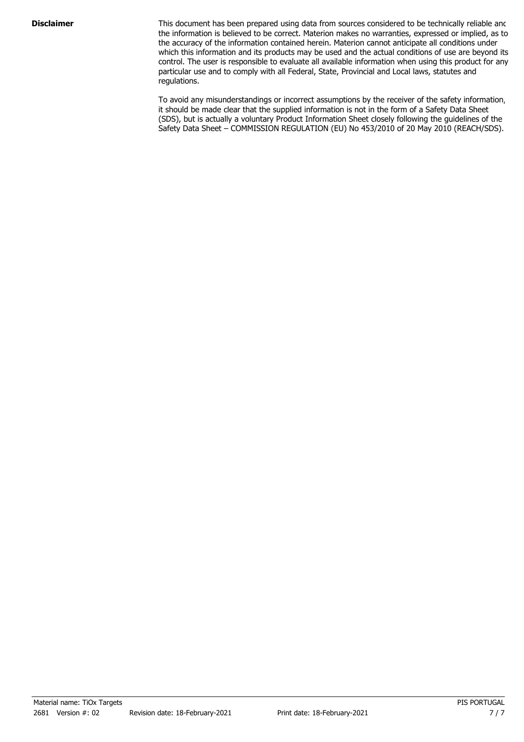**Disclaimer**

This document has been prepared using data from sources considered to be technically reliable and the information is believed to be correct. Materion makes no warranties, expressed or implied, as to the accuracy of the information contained herein. Materion cannot anticipate all conditions under which this information and its products may be used and the actual conditions of use are beyond its control. The user is responsible to evaluate all available information when using this product for any particular use and to comply with all Federal, State, Provincial and Local laws, statutes and regulations.

To avoid any misunderstandings or incorrect assumptions by the receiver of the safety information, it should be made clear that the supplied information is not in the form of a Safety Data Sheet (SDS), but is actually a voluntary Product Information Sheet closely following the guidelines of the Safety Data Sheet – COMMISSION REGULATION (EU) No 453/2010 of 20 May 2010 (REACH/SDS).